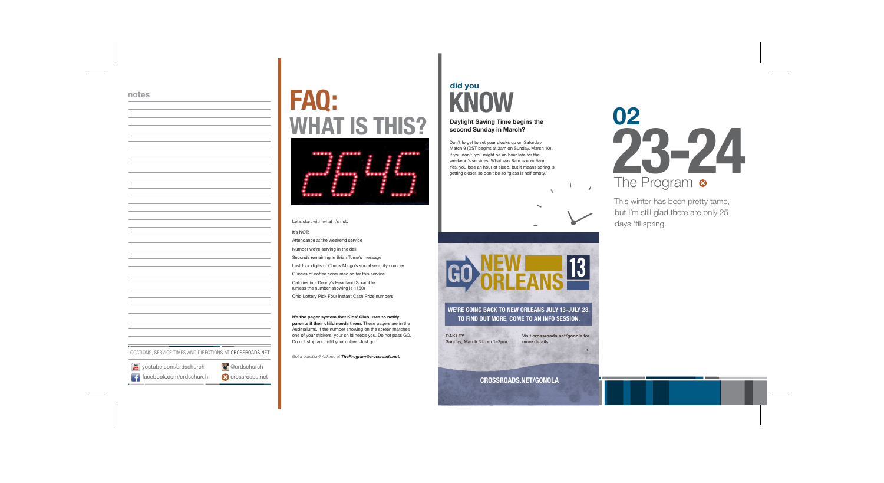**notes**

LOCATIONS, SERVICE TIMES AND DIRECTIONS AT CROSSROADS.NET

youtube.com/crdschurch

@crdschurch

facebook.com/crdschurch

crossroads.net

# FAQ: WHAT IS THIS?

2645

Let's start with what it's not.

It's NOT:

- Attendance at the weekend service
- Number we're serving in the deli
- Seconds remaining in Brian Tome's message
- Last four digits of Chuck Mingo's social security number
- Ounces of coffee consumed so far this service
- Calories in a Denny's Heartland Scramble (unless the number showing is 1150)
- Ohio Lottery Pick Four Instant Cash Prize numbers

**It's the pager system that Kids' Club uses to notify parents if their child needs them.** These pagers are in the Auditoriums. If the number showing on the screen matches one of your stickers, your child needs you. Do not pass GO. Do not stop and refill your coffee. Just go.

*Got a question? Ask me at **TheProgram@crossroads.net.***

# did you KNOW

**Daylight Saving Time begins the second Sunday in March?**

Don't forget to set your clocks up on Saturday, March 9 (DST begins at 2am on Sunday, March 10). If you don't, you might be an hour late for the weekend's services. What was 8am is now 9am. Yes, you lose an hour of sleep, but it means spring is getting closer, so don't be so "glass is half empty."

# GO NEW ORLEANS 13

**WE'RE GOING BACK TO NEW ORLEANS JULY 13–JULY 28. TO FIND OUT MORE, COME TO AN INFO SESSION.**

**OAKLEY**
Sunday, March 3 from 1–2pm

Visit **crossroads.net/gonola** for more details.

**CROSSROADS.NET/GONOLA**

# 02 23-24

## The Program

This winter has been pretty tame, but I'm still glad there are only 25 days 'til spring.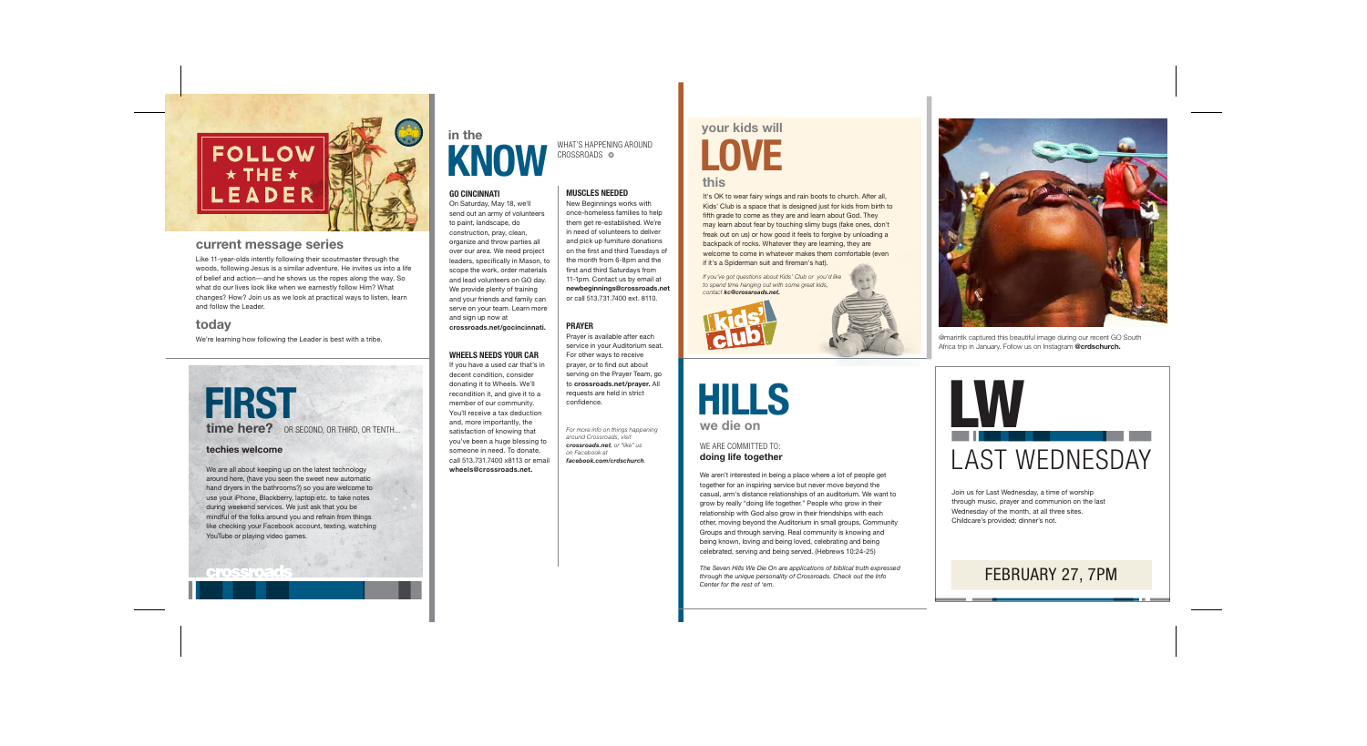FOLLOW ★ THE ★ LEADER

## current message series

Like 11-year-olds intently following their scoutmaster through the woods, following Jesus is a similar adventure. He invites us into a life of belief and action—and he shows us the ropes along the way. So what do our lives look like when we earnestly follow Him? What changes? How? Join us as we look at practical ways to listen, learn and follow the Leader.

## today

We're learning how following the Leader is best with a tribe.

# FIRST

**time here?** OR SECOND, OR THIRD, OR TENTH...

### techies welcome

We are all about keeping up on the latest technology around here, (have you seen the sweet new automatic hand dryers in the bathrooms?) so you are welcome to use your iPhone, Blackberry, laptop etc. to take notes during weekend services. We just ask that you be mindful of the folks around you and refrain from things like checking your Facebook account, texting, watching YouTube or playing video games.

crossroads

# in the KNOW

WHAT'S HAPPENING AROUND CROSSROADS

### GO CINCINNATI

On Saturday, May 18, we'll send out an army of volunteers to paint, landscape, do construction, pray, clean, organize and throw parties all over our area. We need project leaders, specifically in Mason, to scope the work, order materials and lead volunteers on GO day. We provide plenty of training and your friends and family can serve on your team. Learn more and sign up now at **crossroads.net/gocincinnati.**

### WHEELS NEEDS YOUR CAR

If you have a used car that's in decent condition, consider donating it to Wheels. We'll recondition it, and give it to a member of our community. You'll receive a tax deduction and, more importantly, the satisfaction of knowing that you've been a huge blessing to someone in need. To donate, call 513.731.7400 x8113 or email **wheels@crossroads.net.**

### MUSCLES NEEDED

New Beginnings works with once-homeless families to help them get re-established. We're in need of volunteers to deliver and pick up furniture donations on the first and third Tuesdays of the month from 6-8pm and the first and third Saturdays from 11-1pm. Contact us by email at **newbeginnings@crossroads.net** or call 513.731.7400 ext. 8110.

### PRAYER

Prayer is available after each service in your Auditorium seat. For other ways to receive prayer, or to find out about serving on the Prayer Team, go to **crossroads.net/prayer.** All requests are held in strict confidence.

*For more info on things happening around Crossroads, visit **crossroads.net**, or "like" us on Facebook at **facebook.com/crdschurch**.*

# your kids will LOVE this

It's OK to wear fairy wings and rain boots to church. After all, Kids' Club is a space that is designed just for kids from birth to fifth grade to come as they are and learn about God. They may learn about fear by touching slimy bugs (fake ones, don't freak out on us) or how good it feels to forgive by unloading a backpack of rocks. Whatever they are learning, they are welcome to come in whatever makes them comfortable (even if it's a Spiderman suit and fireman's hat).

*If you've got questions about Kids' Club or you'd like to spend time hanging out with some great kids, contact **kc@crossroads.net.***

kids' club

# HILLS

**we die on**

WE ARE COMMITTED TO:
**doing life together**

We aren't interested in being a place where a lot of people get together for an inspiring service but never move beyond the casual, arm's distance relationships of an auditorium. We want to grow by really "doing life together." People who grow in their relationship with God also grow in their friendships with each other, moving beyond the Auditorium in small groups, Community Groups and through serving. Real community is knowing and being known, loving and being loved, celebrating and being celebrated, serving and being served. (Hebrews 10:24-25)

*The Seven Hills We Die On are applications of biblical truth expressed through the unique personality of Crossroads. Check out the Info Center for the rest of 'em.*

@marintk captured this beautiful image during our recent GO South Africa trip in January. Follow us on Instagram **@crdschurch.**

# LW

# LAST WEDNESDAY

Join us for Last Wednesday, a time of worship through music, prayer and communion on the last Wednesday of the month, at all three sites. Childcare's provided; dinner's not.

FEBRUARY 27, 7PM